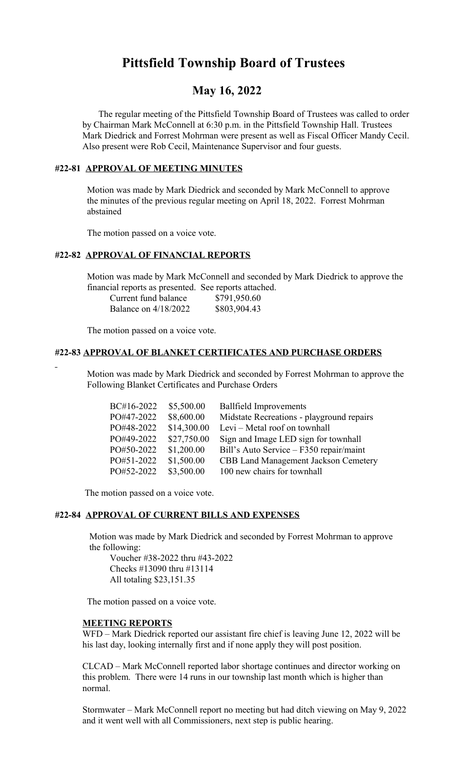# Pittsfield Township Board of Trustees

## May 16, 2022

The regular meeting of the Pittsfield Township Board of Trustees was called to order by Chairman Mark McConnell at 6:30 p.m. in the Pittsfield Township Hall. Trustees Mark Diedrick and Forrest Mohrman were present as well as Fiscal Officer Mandy Cecil. Also present were Rob Cecil, Maintenance Supervisor and four guests.

### #22-81 APPROVAL OF MEETING MINUTES

Motion was made by Mark Diedrick and seconded by Mark McConnell to approve the minutes of the previous regular meeting on April 18, 2022. Forrest Mohrman abstained

The motion passed on a voice vote.

### #22-82 APPROVAL OF FINANCIAL REPORTS

Motion was made by Mark McConnell and seconded by Mark Diedrick to approve the financial reports as presented. See reports attached.

| | |
|---|---|
| Current fund balance | $791,950.60 |
| Balance on 4/18/2022 | $803,904.43 |

The motion passed on a voice vote.

### #22-83 APPROVAL OF BLANKET CERTIFICATES AND PURCHASE ORDERS

Motion was made by Mark Diedrick and seconded by Forrest Mohrman to approve the Following Blanket Certificates and Purchase Orders

| | | |
|---|---|---|
| BC#16-2022 | $5,500.00 | Ballfield Improvements |
| PO#47-2022 | $8,600.00 | Midstate Recreations - playground repairs |
| PO#48-2022 | $14,300.00 | Levi – Metal roof on townhall |
| PO#49-2022 | $27,750.00 | Sign and Image LED sign for townhall |
| PO#50-2022 | $1,200.00 | Bill's Auto Service – F350 repair/maint |
| PO#51-2022 | $1,500.00 | CBB Land Management Jackson Cemetery |
| PO#52-2022 | $3,500.00 | 100 new chairs for townhall |

The motion passed on a voice vote.

### #22-84 APPROVAL OF CURRENT BILLS AND EXPENSES

Motion was made by Mark Diedrick and seconded by Forrest Mohrman to approve the following:

Voucher #38-2022 thru #43-2022
Checks #13090 thru #13114
All totaling $23,151.35

The motion passed on a voice vote.

**MEETING REPORTS**

WFD – Mark Diedrick reported our assistant fire chief is leaving June 12, 2022 will be his last day, looking internally first and if none apply they will post position.

CLCAD – Mark McConnell reported labor shortage continues and director working on this problem. There were 14 runs in our township last month which is higher than normal.

Stormwater – Mark McConnell report no meeting but had ditch viewing on May 9, 2022 and it went well with all Commissioners, next step is public hearing.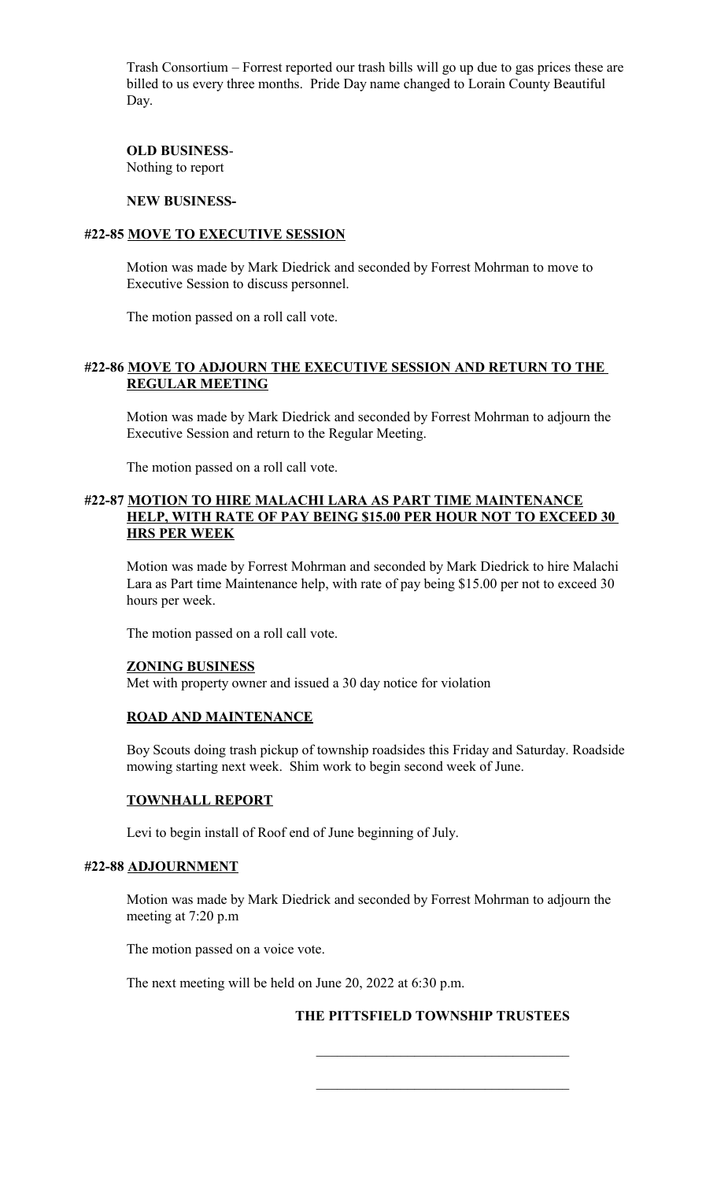Trash Consortium – Forrest reported our trash bills will go up due to gas prices these are billed to us every three months. Pride Day name changed to Lorain County Beautiful Day.

**OLD BUSINESS**-
Nothing to report

**NEW BUSINESS-**

**#22-85 MOVE TO EXECUTIVE SESSION**

Motion was made by Mark Diedrick and seconded by Forrest Mohrman to move to Executive Session to discuss personnel.

The motion passed on a roll call vote.

**#22-86 MOVE TO ADJOURN THE EXECUTIVE SESSION AND RETURN TO THE REGULAR MEETING**

Motion was made by Mark Diedrick and seconded by Forrest Mohrman to adjourn the Executive Session and return to the Regular Meeting.

The motion passed on a roll call vote.

**#22-87 MOTION TO HIRE MALACHI LARA AS PART TIME MAINTENANCE HELP, WITH RATE OF PAY BEING $15.00 PER HOUR NOT TO EXCEED 30 HRS PER WEEK**

Motion was made by Forrest Mohrman and seconded by Mark Diedrick to hire Malachi Lara as Part time Maintenance help, with rate of pay being $15.00 per not to exceed 30 hours per week.

The motion passed on a roll call vote.

**ZONING BUSINESS**
Met with property owner and issued a 30 day notice for violation

**ROAD AND MAINTENANCE**

Boy Scouts doing trash pickup of township roadsides this Friday and Saturday. Roadside mowing starting next week. Shim work to begin second week of June.

**TOWNHALL REPORT**

Levi to begin install of Roof end of June beginning of July.

**#22-88 ADJOURNMENT**

Motion was made by Mark Diedrick and seconded by Forrest Mohrman to adjourn the meeting at 7:20 p.m

The motion passed on a voice vote.

The next meeting will be held on June 20, 2022 at 6:30 p.m.

**THE PITTSFIELD TOWNSHIP TRUSTEES**

\_\_\_\_\_\_\_\_\_\_\_\_\_\_\_\_\_\_\_\_\_\_\_\_\_\_\_\_\_\_\_\_\_\_\_

\_\_\_\_\_\_\_\_\_\_\_\_\_\_\_\_\_\_\_\_\_\_\_\_\_\_\_\_\_\_\_\_\_\_\_